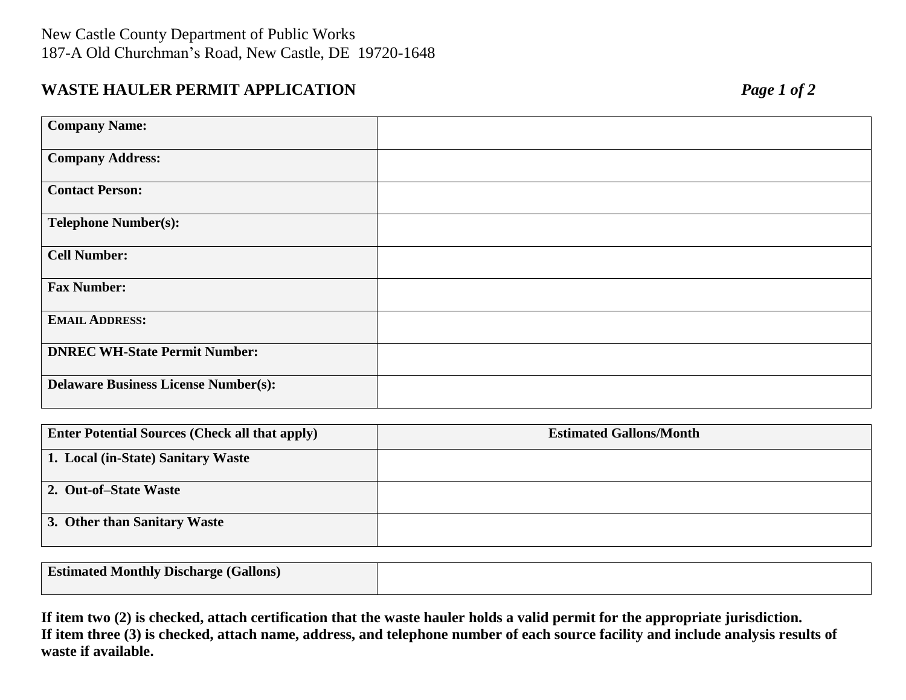New Castle County Department of Public Works
187-A Old Churchman's Road, New Castle, DE 19720-1648

## WASTE HAULER PERMIT APPLICATION

| | |
|---|---|
| **Company Name:** | |
| **Company Address:** | |
| **Contact Person:** | |
| **Telephone Number(s):** | |
| **Cell Number:** | |
| **Fax Number:** | |
| **EMAIL ADDRESS:** | |
| **DNREC WH-State Permit Number:** | |
| **Delaware Business License Number(s):** | |

| **Enter Potential Sources (Check all that apply)** | **Estimated Gallons/Month** |
|---|---|
| **1. Local (in-State) Sanitary Waste** | |
| **2. Out-of–State Waste** | |
| **3. Other than Sanitary Waste** | |

| | |
|---|---|
| **Estimated Monthly Discharge (Gallons)** | |

**If item two (2) is checked, attach certification that the waste hauler holds a valid permit for the appropriate jurisdiction.**
**If item three (3) is checked, attach name, address, and telephone number of each source facility and include analysis results of waste if available.**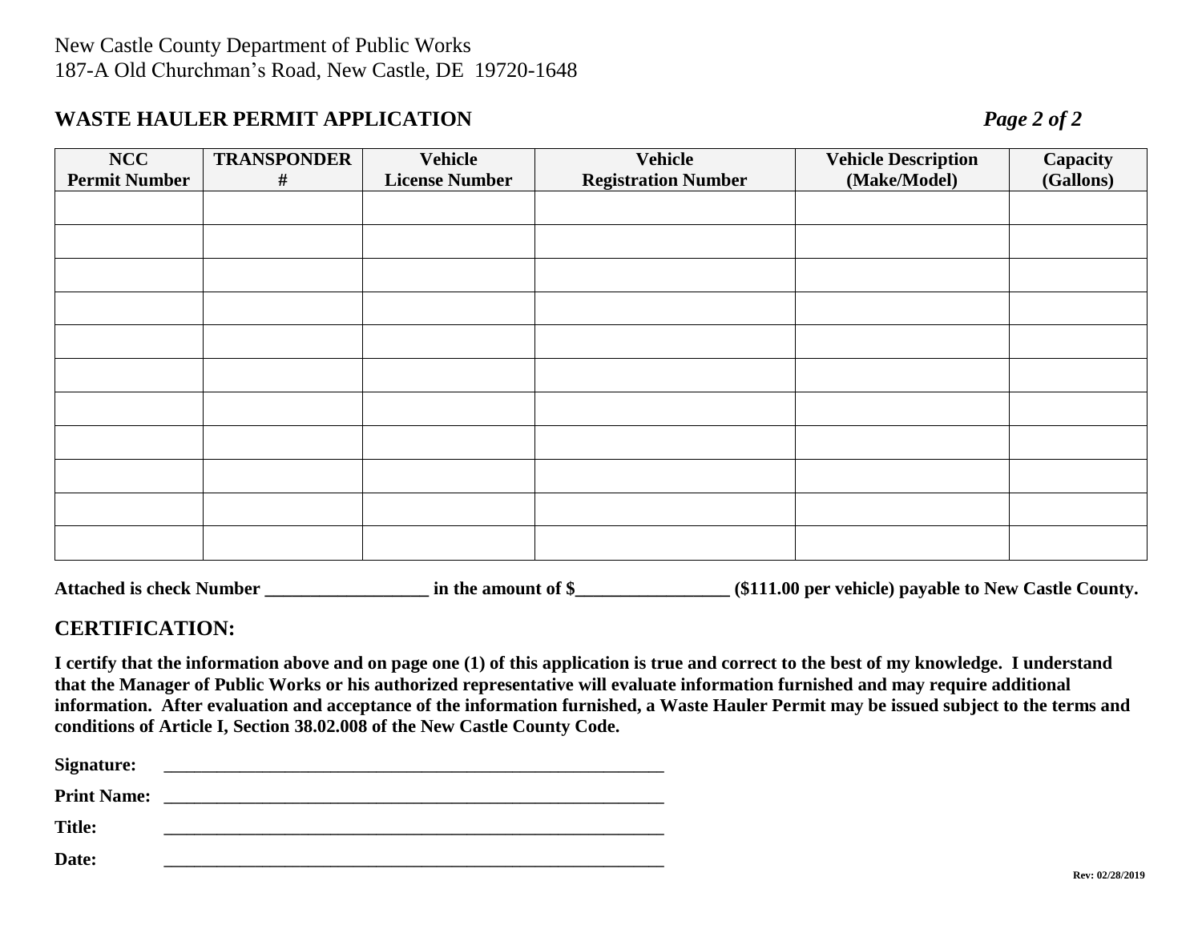New Castle County Department of Public Works
187-A Old Churchman's Road, New Castle, DE 19720-1648

## WASTE HAULER PERMIT APPLICATION

| NCC Permit Number | TRANSPONDER # | Vehicle License Number | Vehicle Registration Number | Vehicle Description (Make/Model) | Capacity (Gallons) |
|---|---|---|---|---|---|
| | | | | | |
| | | | | | |
| | | | | | |
| | | | | | |
| | | | | | |
| | | | | | |
| | | | | | |
| | | | | | |
| | | | | | |
| | | | | | |
| | | | | | |

**Attached is check Number __________________ in the amount of $_________________ ($111.00 per vehicle) payable to New Castle County.**

## CERTIFICATION:

**I certify that the information above and on page one (1) of this application is true and correct to the best of my knowledge. I understand that the Manager of Public Works or his authorized representative will evaluate information furnished and may require additional information. After evaluation and acceptance of the information furnished, a Waste Hauler Permit may be issued subject to the terms and conditions of Article I, Section 38.02.008 of the New Castle County Code.**

**Signature:** ____________________________________________________________

**Print Name:** ____________________________________________________________

**Title:** ____________________________________________________________

**Date:** ____________________________________________________________

Rev: 02/28/2019